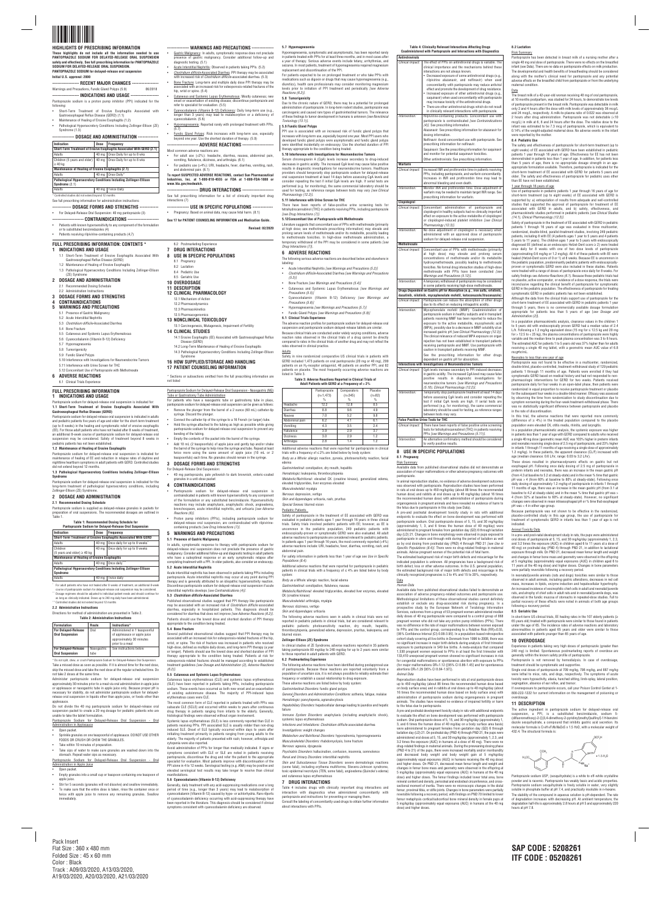# HIGHLIGHTS OF PRESCRIBING INFORMATION

**These highlights do not include all the information needed to use PANTOPRAZOLE SODIUM FOR DELAYED-RELEASE ORAL SUSPENSION safely and effectively. See full prescribing information for PANTOPRAZOLE SODIUM FOR DELAYED-RELEASE ORAL SUSPENSION.**

**PANTOPRAZOLE SODIUM for delayed-release oral suspension**
**Initial U.S. approval: 2000**

## RECENT MAJOR CHANGES

Warnings and Precautions, Fundic Gland Polyps (5.9) 06/2018

## INDICATIONS AND USAGE

Pantoprazole sodium is a proton pump inhibitor (PPI) indicated for the following:

- Short-Term Treatment of Erosive Esophagitis Associated with Gastroesophageal Reflux Disease (GERD) (1.1)
- Maintenance of Healing of Erosive Esophagitis (1.2)
- Pathological Hypersecretory Conditions Including Zollinger-Ellison (ZE) Syndrome (1.3)

## DOSAGE AND ADMINISTRATION

| Indication | Dose | Frequency |
|---|---|---|
| **Short-Term Treatment of Erosive Esophagitis Associated With GERD (2.1)** | | |
| Adults | 40 mg | Once daily for up to 8 wks |
| Children (5 years and older) ≥ 40 kg | 40 mg | Once daily for up to 8 wks |
| **Maintenance of Healing of Erosive Esophagitis (2.1)** | | |
| Adults | 40 mg | Once Daily* |
| **Pathological Hypersecretory Conditions Including Zollinger-Ellison Syndrome (2.1)** | | |
| Adults | 40 mg | Twice Daily |

\* Controlled studies did not extend beyond 12 months

See full prescribing information for administration instructions

## DOSAGE FORMS AND STRENGTHS

- For Delayed-Release Oral Suspension: 40 mg pantoprazole (3)

## CONTRAINDICATIONS

- Patients with known hypersensitivity to any component of the formulation or to substituted benzimidazoles (4)
- Patients receiving rilpivirine-containing products (4,7)

## WARNINGS AND PRECAUTIONS

- Gastric Malignancy: In adults, symptomatic response does not preclude presence of gastric malignancy. Consider additional follow-up and diagnostic testing. (5.1)
- Acute Interstitial Nephritis: Observed in patients taking PPIs. (5.2)
- *Clostridium difficile*-Associated Diarrhea: PPI therapy may be associated with increased risk of *Clostridium difficile*-associated diarrhea. (5.3)
- Bone Fracture: Long-term and multiple daily dose PPI therapy may be associated with an increased risk for osteoporosis-related fractures of the hip, wrist or spine. (5.4)
- Cutaneous and Systemic Lupus Erythematosus: Mostly cutaneous; new onset or exacerbation of existing disease; discontinue pantoprazole and refer to specialist for evaluation. (5.5)
- Cyanocobalamin (Vitamin B-12) Deficiency: Daily long-term use (e.g., longer than 3 years) may lead to malabsorption or a deficiency of cyanocobalamin. (5.6)
- Hypomagnesemia: Reported rarely with prolonged treatment with PPIs. (5.7)
- Fundic Gland Polyps: Risk increases with long-term use, especially beyond one year. Use the shortest duration of therapy. (5.9)

## ADVERSE REACTIONS

Most common adverse reactions are:

- For adult use (≥2%): headache, diarrhea, nausea, abdominal pain, vomiting, flatulence, dizziness, and arthralgia. (6.1)
- For pediatric use (>4%): URI, headache, fever, diarrhea, vomiting, rash, and abdominal pain. (6.1)

**To report SUSPECTED ADVERSE REACTIONS, contact Sun Pharmaceutical Industries, Inc. at 1-800-818-4555 or FDA at 1-800-FDA-1088 or www.fda.gov/medwatch.**

## DRUG INTERACTIONS

See full prescribing information for a list of clinically important drug interactions (7)

## USE IN SPECIFIC POPULATIONS

- Pregnancy: Based on animal data, may cause fetal harm. (8.1)

**See 17 for PATIENT COUNSELING INFORMATION and Medication Guide.**

**Revised: 02/2020**

# FULL PRESCRIBING INFORMATION: CONTENTS *

**1 INDICATIONS AND USAGE**
- 1.1 Short-Term Treatment of Erosive Esophagitis Associated With Gastroesophageal Reflux Disease (GERD)
- 1.2 Maintenance of Healing of Erosive Esophagitis
- 1.3 Pathological Hypersecretory Conditions Including Zollinger-Ellison (ZE) Syndrome

**2 DOSAGE AND ADMINISTRATION**
- 2.1 Recommended Dosing Schedule
- 2.2 Administration Instructions

**3 DOSAGE FORMS AND STRENGTHS**

**4 CONTRAINDICATIONS**

**5 WARNINGS AND PRECAUTIONS**
- 5.1 Presence of Gastric Malignancy
- 5.2 Acute Interstitial Nephritis
- 5.3 *Clostridium difficile*-Associated Diarrhea
- 5.4 Bone Fracture
- 5.5 Cutaneous and Systemic Lupus Erythematosus
- 5.6 Cyanocobalamin (Vitamin B-12) Deficiency
- 5.7 Hypomagnesemia
- 5.8 Tumorigenicity
- 5.9 Fundic Gland Polyps
- 5.10 Interference with Investigations for Neuroendocrine Tumors
- 5.11 Interference with Urine Screen for THC
- 5.12 Concomitant Use of Pantoprazole with Methotrexate

**6 ADVERSE REACTIONS**
- 6.1 Clinical Trials Experience
- 6.2 Postmarketing Experience

**7 DRUG INTERACTIONS**

**8 USE IN SPECIFIC POPULATIONS**
- 8.1 Pregnancy
- 8.2 Lactation
- 8.4 Pediatric Use
- 8.5 Geriatric Use

**10 OVERDOSAGE**

**11 DESCRIPTION**

**12 CLINICAL PHARMACOLOGY**
- 12.1 Mechanism of Action
- 12.2 Pharmacodynamics
- 12.3 Pharmacokinetics
- 12.5 Pharmacogenomics

**13 NONCLINICAL TOXICOLOGY**
- 13.1 Carcinogenesis, Mutagenesis, Impairment of Fertility

**14 CLINICAL STUDIES**
- 14.1 Erosive Esophagitis (EE) Associated with Gastroesophageal Reflux Disease (GERD)
- 14.2 Long-Term Maintenance of Healing of Erosive Esophagitis
- 14.3 Pathological Hypersecretory Conditions Including Zollinger-Ellison Syndrome

**16 HOW SUPPLIED/STORAGE AND HANDLING**

**17 PATIENT COUNSELING INFORMATION**

\* Sections or subsections omitted from the full prescribing information are not listed

# FULL PRESCRIBING INFORMATION

## 1 INDICATIONS AND USAGE

Pantoprazole sodium for delayed-release oral suspension is indicated for:

### 1.1 Short-Term Treatment of Erosive Esophagitis Associated With Gastroesophageal Reflux Disease (GERD)

Pantoprazole sodium for delayed-release oral suspension is indicated in adults and pediatric patients five years of age and older for the short-term treatment (up to 8 weeks) in the healing and symptomatic relief of erosive esophagitis (EE). For those adult patients who have not healed after 8 weeks of treatment, an additional 8-week course of pantoprazole sodium for delayed-release oral suspension may be considered. Safety of treatment beyond 8 weeks in pediatric patients has not been established.

### 1.2 Maintenance of Healing of Erosive Esophagitis

Pantoprazole sodium for delayed-release oral suspension is indicated for maintenance of healing of EE and reduction in relapse rates of daytime and nighttime heartburn symptoms in adult patients with GERD. Controlled studies did not extend beyond 12 months.

### 1.3 Pathological Hypersecretory Conditions Including Zollinger-Ellison Syndrome

Pantoprazole sodium for delayed-release oral suspension is indicated for the long-term treatment of pathological hypersecretory conditions, including Zollinger-Ellison (ZE) Syndrome.

## 2 DOSAGE AND ADMINISTRATION

### 2.1 Recommended Dosing Schedule

Pantoprazole sodium is supplied as delayed-release granules in packets for preparation of oral suspensions. The recommended dosages are outlined in Table 1.

**Table 1: Recommended Dosing Schedule for Pantoprazole Sodium for Delayed-Release Oral Suspension**

| Indication | Dose | Frequency |
|---|---|---|
| **Short-Term Treatment of Erosive Esophagitis Associated With GERD** | | |
| Adults | 40 mg | Once daily for up to 8 weeks* |
| Children (5 years and older) ≥ 40 kg | 40 mg | Once daily for up to 8 weeks |
| **Maintenance of Healing of Erosive Esophagitis** | | |
| Adults | 40 mg | Once daily[†] |
| **Pathological Hypersecretory Conditions Including Zollinger-Ellison Syndrome** | | |
| Adults | 40 mg | Twice daily[‡] |

\* For adult patients who have not healed after 8 weeks of treatment, an additional 8-week course of pantoprazole sodium for delayed-release oral suspension may be considered.
[‡] Dosage regimens should be adjusted to individual patient needs and should continue for as long as clinically indicated. Doses up to 240 mg daily have been administered.
[†] Controlled studies did not extend beyond 12 months

### 2.2 Administration Instructions

Directions for method of administration are presented in Table 2.

**Table 2: Administration Instructions**

| Formulation | Route | Instructions* |
|---|---|---|
| **For Delayed-Release Oral Suspension** | Oral | Administered in 1 teaspoonful of applesauce or apple juice approximately 30 minutes prior to a meal |
| **For Delayed-Release Oral Suspension** | Nasogastric tube | See instructions below |

\* Do not split, chew, or crush Pantoprazole Sodium for Delayed-Release Oral Suspension.

Take a missed dose as soon as possible. If it is almost time for the next dose, skip the missed dose and take the next dose at the regular scheduled time. Do not take 2 doses at the same time.

Administer pantoprazole sodium for delayed-release oral suspension approximately 30 minutes prior to a meal via oral administration in apple juice or applesauce or nasogastric tube in apple juice only. Because proper pH is necessary for stability, do not administer pantoprazole sodium for delayed-release oral suspension in liquids other than apple juice, or foods other than applesauce.

Do not divide the 40 mg pantoprazole sodium for delayed-release oral suspension packet to create a 20 mg dosage for pediatric patients who are unable to take the tablet formulation.

Pantoprazole Sodium for Delayed-Release Oral Suspension – Oral Administration in Applesauce

- Open packet.
- Sprinkle granules on one teaspoonful of applesauce. DO NOT USE OTHER FOODS OR CRUSH OR CHEW THE GRANULES.
- Take within 10 minutes of preparation.
- Take sips of water to make sure granules are washed down into the stomach. Repeat water sips as necessary.

Pantoprazole Sodium for Delayed-Release Oral Suspension – Oral Administration in Apple Juice

- Open packet.
- Empty granules into a small cup or teaspoon containing one teaspoon of apple juice.
- Stir for 5 seconds (granules will not dissolve) and swallow immediately.
- To make sure that the entire dose is taken, rinse the container once or twice with apple juice to remove any remaining granules. Swallow immediately.

Pantoprazole Sodium for Delayed-Release Oral Suspension – Nasogastric (NG) Tube or Gastrostomy Tube Administration

For patients who have a nasogastric tube or gastrostomy tube in place, pantoprazole sodium for delayed-release oral suspension can be given as follows:

- Remove the plunger from the barrel of a 2-ounce (60 mL) catheter-tip syringe. Discard the plunger.
- Connect the catheter tip of the syringe to a 16 French (or larger) tube.
- Hold the syringe attached to the tubing as high as possible while giving pantoprazole sodium for delayed-release oral suspension to prevent any bending of the tubing.
- Empty the contents of the packet into the barrel of the syringe.
- Add 10 mL (2 teaspoonfuls) of apple juice and gently tap and/or shake the barrel of the syringe to help rinse the syringe and tube. Repeat at least twice more using the same amount of apple juice (10 mL or 2 teaspoonfuls) each time. No granules should remain in the syringe.

## 3 DOSAGE FORMS AND STRENGTHS

For Delayed-Release Oral Suspension:

- 40 mg pantoprazole, pale yellowish to dark brownish, enteric-coated granules in a unit-dose packet

## 4 CONTRAINDICATIONS

- Pantoprazole sodium for delayed-release oral suspension is contraindicated in patients with known hypersensitivity to any component of the formulation or any substituted benzimidazole. Hypersensitivity reactions may include anaphylaxis, anaphylactic shock, angioedema, bronchospasm, acute interstitial nephritis, and urticaria *[see Adverse Reactions (6)]*.
- Proton pump inhibitors (PPIs), including pantoprazole sodium for delayed-release oral suspension, are contraindicated with rilpivirine-containing products *[see Drug Interactions (7)]*.

## 5 WARNINGS AND PRECAUTIONS

### 5.1 Presence of Gastric Malignancy

In adults, symptomatic response to therapy with pantoprazole sodium for delayed-release oral suspension does not preclude the presence of gastric malignancy. Consider additional follow-up and diagnostic testing in adult patients who have a suboptimal response or an early symptomatic relapse after completing treatment with a PPI. In older patients, also consider an endoscopy.

### 5.2 Acute Interstitial Nephritis

Acute interstitial nephritis has been observed in patients taking PPIs including pantoprazole. Acute interstitial nephritis may occur at any point during PPI therapy and is generally attributed to an idiopathic hypersensitivity reaction. Discontinue pantoprazole sodium for delayed-release oral suspension if acute interstitial nephritis develops *[see Contraindications (4)]*.

### 5.3 *Clostridium difficile*-Associated Diarrhea

Published observational studies suggest that PPI therapy like pantoprazole may be associated with an increased risk of *Clostridium difficile*-associated diarrhea, especially in hospitalized patients. This diagnosis should be considered for diarrhea that does not improve *[see Adverse Reactions (6.2)]*.

Patients should use the lowest dose and shortest duration of PPI therapy appropriate to the condition being treated.

### 5.4 Bone Fracture

Several published observational studies suggest that PPI therapy may be associated with an increased risk for osteoporosis-related fractures of the hip, wrist, or spine. The risk of fracture was increased in patients who received high-dose, defined as multiple daily doses, and long-term PPI therapy (a year or longer). Patients should use the lowest dose and shortest duration of PPI therapy appropriate to the condition being treated. Patients at risk for osteoporosis-related fractures should be managed according to established treatment guidelines *[see Dosage and Administration (2), Adverse Reactions (6.2)]*.

### 5.5 Cutaneous and Systemic Lupus Erythematosus

Cutaneous lupus erythematosus (CLE) and systemic lupus erythematosus (SLE) have been reported in patients taking PPIs, including pantoprazole sodium. These events have occurred as both new onset and an exacerbation of existing autoimmune disease. The majority of PPI-induced lupus erythematosus cases were CLE.

The most common form of CLE reported in patients treated with PPIs was subacute CLE (SCLE) and occurred within weeks to years after continuous drug therapy in patients ranging from infants to the elderly. Generally, histological findings were observed without organ involvement.

Systemic lupus erythematosus (SLE) is less commonly reported than CLE in patients receiving PPIs. PPI associated SLE is usually milder than non-drug induced SLE. Onset of SLE typically occurred within days to years after initiating treatment primarily in patients ranging from young adults to the elderly. The majority of patients presented with rash; however, arthralgia and cytopenia were also reported.

Avoid administration of PPIs for longer than medically indicated. If signs or symptoms consistent with CLE or SLE are noted in patients receiving pantoprazole, discontinue the drug and refer the patient to the appropriate specialist for evaluation. Most patients improve with discontinuation of the PPI alone in 4 to 12 weeks. Serological testing (e.g. ANA) may be positive and elevated serological test results may take longer to resolve than clinical manifestations.

### 5.6 Cyanocobalamin (Vitamin B-12) Deficiency

Generally, daily treatment with any acid-suppressing medications over a long period of time (e.g., longer than 3 years) may lead to malabsorption of cyanocobalamin (Vitamin B-12) caused by hypo- or achlorhydria. Rare reports of cyanocobalamin deficiency occurring with acid-suppressing therapy have been reported in the literature. This diagnosis should be considered if clinical symptoms consistent with cyanocobalamin deficiency are observed.

### 5.7 Hypomagnesemia

Hypomagnesemia, symptomatic and asymptomatic, has been reported rarely in patients treated with PPIs for at least three months, and in most cases after a year of therapy. Serious adverse events include tetany, arrhythmias, and seizures. In most patients, treatment of hypomagnesemia required magnesium replacement and discontinuation of the PPI.

For patients expected to be on prolonged treatment or who take PPIs with medications such as digoxin or drugs that may cause hypomagnesemia (e.g., diuretics), health care professionals may consider monitoring magnesium levels prior to initiation of PPI treatment and periodically *[see Adverse Reactions (6.2)]*.

### 5.8 Tumorigenicity

Due to the chronic nature of GERD, there may be a potential for prolonged administration of pantoprazole. In long-term rodent studies, pantoprazole was carcinogenic and caused rare types of gastrointestinal tumors. The relevance of these findings to tumor development in humans is unknown *[see Nonclinical Toxicology (13.1)]*.

### 5.9 Fundic Gland Polyps

PPI use is associated with an increased risk of fundic gland polyps that increases with long-term use, especially beyond one year. Most PPI users who developed fundic gland polyps were asymptomatic and fundic gland polyps were identified incidentally on endoscopy. Use the shortest duration of PPI therapy appropriate to the condition being treated.

### 5.10 Interference with Investigations for Neuroendocrine Tumors

Serum chromogranin A (CgA) levels increase secondary to drug-induced decreases in gastric acidity. The increased CgA level may cause false positive results in diagnostic investigations for neuroendocrine tumors. Healthcare providers should temporarily stop pantoprazole sodium for delayed-release oral suspension treatment at least 14 days before assessing CgA levels and consider repeating the test if initial CgA levels are high. If serial tests are performed (e.g. for monitoring), the same commercial laboratory should be used for testing, as reference ranges between tests may vary *[see Clinical Pharmacology (12.2)]*.

### 5.11 Interference with Urine Screen for THC

There have been reports of false-positive urine screening tests for tetrahydrocannabinol (THC) in patients receiving PPIs, including pantoprazole *[see Drug Interactions (7)]*.

### 5.12 Concomitant Use of Pantoprazole with Methotrexate

Literature suggests that concomitant use of PPIs with methotrexate (primarily at high dose; see methotrexate prescribing information) may elevate and prolong serum levels of methotrexate and/or its metabolite, possibly leading to methotrexate toxicities. In high-dose methotrexate administration, a temporary withdrawal of the PPI may be considered in some patients *[see Drug Interactions (7)]*.

## 6 ADVERSE REACTIONS

The following serious adverse reactions are described below and elsewhere in labeling:

- Acute Interstitial Nephritis *[see Warnings and Precautions (5.2)]*
- *Clostridium difficile*-Associated Diarrhea *[see Warnings and Precautions (5.3)]*
- Bone Fracture *[see Warnings and Precautions (5.4)]*
- Cutaneous and Systemic Lupus Erythematosus *[see Warnings and Precautions (5.5)]*
- Cyanocobalamin (Vitamin B-12) Deficiency *[see Warnings and Precautions (5.6)]*
- Hypomagnesemia *[see Warnings and Precautions (5.7)]*
- Fundic Gland Polyps *[see Warnings and Precautions (5.9)]*

### 6.1 Clinical Trials Experience

The adverse reaction profiles for pantoprazole sodium for delayed-release oral suspension and pantoprazole sodium delayed-release tablets are similar.

Because clinical trials are conducted under widely varying conditions, adverse reaction rates observed in the clinical trials of a drug cannot be directly compared to rates in the clinical trials of another drug and may not reflect the rates observed in clinical practice.

Adults

Safety in nine randomized comparative US clinical trials in patients with GERD included 1,473 patients on oral pantoprazole (20 mg or 40 mg), 299 patients on an $H_2$-receptor antagonist, 46 patients on another PPI, and 82 patients on placebo. The most frequently occurring adverse reactions are listed in Table 3.

**Table 3: Adverse Reactions Reported in Clinical Trials of Adult Patients with GERD at a Frequency of > 2%**

| | Pantoprazole (n=1,473) % | Comparators (n=345) % | Placebo (n=82) % |
|---|---|---|---|
| Headache | 12.2 | 12.8 | 8.5 |
| Diarrhea | 8.8 | 9.6 | 4.9 |
| Nausea | 7.0 | 5.2 | 9.8 |
| Abdominal pain | 6.2 | 4.1 | 6.1 |
| Vomiting | 4.3 | 3.5 | 2.4 |
| Flatulence | 3.9 | 2.9 | 3.7 |
| Dizziness | 3.0 | 2.9 | 1.2 |
| Arthralgia | 2.8 | 1.4 | 1.2 |

Additional adverse reactions that were reported for pantoprazole in clinical trials with a frequency of ≤ 2% are listed below by body system:

*Body as a Whole:* allergic reaction, pyrexia, photosensitivity reaction, facial edema

*Gastrointestinal:* constipation, dry mouth, hepatitis

*Hematologic:* leukopenia, thrombocytopenia

*Metabolic/Nutritional:* elevated CK (creatine kinase), generalized edema, elevated triglycerides, liver enzymes elevated

*Musculoskeletal:* myalgia

*Nervous:* depression, vertigo

*Skin and Appendages:* urticaria, rash, pruritus

*Special Senses:* blurred vision

Pediatric Patients

Safety of pantoprazole in the treatment of EE associated with GERD was evaluated in pediatric patients ages 1 year through 16 years in three clinical trials. Safety trials involved pediatric patients with EE; however, as EE is uncommon in the pediatric population, 249 pediatric patients with endoscopically-proven or symptomatic GERD were also evaluated. All adult adverse reactions to pantoprazole are considered relevant to pediatric patients. In patients ages 1 year through 16 years, the most commonly reported (>4%) adverse reactions include: URI, headache, fever, diarrhea, vomiting, rash, and abdominal pain.

For safety information in patients less than 1 year of age see *Use in Specific Populations (8.4)*.

Additional adverse reactions that were reported for pantoprazole in pediatric patients in clinical trials with a frequency of ≤ 4% are listed below by body system:

*Body as a Whole:* allergic reaction, facial edema

*Gastrointestinal:* constipation, flatulence, nausea

*Metabolic/Nutritional:* elevated triglycerides, elevated liver enzymes, elevated CK (creatine kinase)

*Musculoskeletal:* arthralgia, myalgia

*Nervous:* dizziness, vertigo

*Skin and Appendages:* urticaria

The following adverse reactions seen in adults in clinical trials were not reported in pediatric patients in clinical trials, but are considered relevant to pediatric patients: photosensitivity reaction, dry mouth, hepatitis, thrombocytopenia, generalized edema, depression, pruritus, leukopenia, and blurred vision.

*Zollinger-Ellison (ZE) Syndrome*

In clinical studies of ZE Syndrome, adverse reactions reported in 35 patients taking pantoprazole 80 mg/day to 240 mg/day for up to 2 years were similar to those reported in adult patients with GERD.

### 6.2 Postmarketing Experience

The following adverse reactions have been identified during postapproval use of pantoprazole. Because these reactions are reported voluntarily from a population of uncertain size, it is not always possible to reliably estimate their frequency or establish a causal relationship to drug exposure.

These adverse reactions are listed below by body system:

*Gastrointestinal Disorders:* fundic gland polyps

*General Disorders and Administration Conditions:* asthenia, fatigue, malaise

*Hematologic:* pancytopenia, agranulocytosis

*Hepatobiliary Disorders:* hepatocellular damage leading to jaundice and hepatic failure

*Immune System Disorders:* anaphylaxis (including anaphylactic shock), systemic lupus erythematosus

*Infections and Infestations:* *Clostridium difficile* associated diarrhea

*Investigations:* weight changes

*Metabolism and Nutritional Disorders:* hyponatremia, hypomagnesemia

*Musculoskeletal Disorders:* rhabdomyolysis, bone fracture

*Nervous:* ageusia, dysgeusia

*Psychiatric Disorders:* hallucination, confusion, insomnia, somnolence

*Renal and Urinary Disorders:* interstitial nephritis

*Skin and Subcutaneous Tissue Disorders:* severe dermatologic reactions (some fatal), including erythema multiforme, Stevens-Johnson syndrome, toxic epidermal necrolysis (TEN, some fatal), angioedema (Quincke's edema) and cutaneous lupus erythematosus

## 7 DRUG INTERACTIONS

Table 4 includes drugs with clinically important drug interactions and interaction with diagnostics when administered concomitantly with pantoprazole and instructions for preventing or managing them.

Consult the labeling of concomitantly used drugs to obtain further information about interactions with PPIs.

**Table 4: Clinically Relevant Interactions Affecting Drugs Coadministered with Pantoprazole and Interactions with Diagnostics**

| | |
|---|---|
| **Antiretrovirals** | |
| *Clinical Impact:* | The effect of PPIs on antiretroviral drugs is variable. The clinical importance and the mechanisms behind these interactions are not always known. • Decreased exposure of some antiretroviral drugs (e.g., rilpivirine atazanavir, and nelfinavir) when used concomitantly with pantoprazole may reduce antiviral effect and promote the development of drug resistance. • Increased exposure of other antiretroviral drugs (e.g., saquinavir) when used concomitantly with pantoprazole may increase toxicity of the antiretroviral drugs. • There are other antiretroviral drugs which do not result in clinically relevant interactions with pantoprazole. |
| *Intervention:* | Rilpivirine-containing products: Concomitant use with pantoprazole is contraindicated *[see Contraindications (4)]*. See prescribing information. Atazanavir: See prescribing information for atazanavir for dosing information. Nelfinavir: Avoid concomitant use with pantoprazole. See prescribing information for nelfinavir. Saquinavir: See the prescribing information for saquinavir and monitor for potential saquinavir toxicities. Other antiretrovirals: See prescribing information. |
| **Warfarin** | |
| *Clinical Impact:* | Increased INR and prothrombin time in patients receiving PPIs, including pantoprazole, and warfarin concomitantly. Increases in INR and prothrombin time may lead to abnormal bleeding and even death. |
| *Intervention:* | Monitor INR and prothrombin time. Dose adjustment of warfarin may be needed to maintain target INR range. See prescribing information for warfarin. |
| **Clopidogrel** | |
| *Clinical Impact:* | Concomitant administration of pantoprazole and clopidogrel in healthy subjects had no clinically important effect on exposure to the active metabolite of clopidogrel or clopidogrel-induced platelet inhibition *[see Clinical Pharmacology (12.3)]*. |
| *Intervention:* | No dose adjustment of clopidogrel is necessary when administered with an approved dose of pantoprazole sodium for delayed-release oral suspension. |
| **Methotrexate** | |
| *Clinical Impact:* | Concomitant use of PPIs with methotrexate (primarily at high dose) may elevate and prolong serum concentrations of methotrexate and/or its metabolite hydroxymethotrexate, possibly leading to methotrexate toxicities. No formal drug interaction studies of high-dose methotrexate with PPIs have been conducted *[see Warnings and Precautions (5.12)]*. |
| *Intervention:* | A temporary withdrawal of pantoprazole may be considered in some patients receiving high-dose methotrexate. |
| **Drugs Dependent on Gastric pH for Absorption (e.g., iron salts, erlotinib, dasatinib, nilotinib, mycophenolate mofetil, ketoconazole/itraconazole)** | |
| *Clinical Impact:* | Pantoprazole can reduce the absorption of other drugs due to its effect on reducing intragastric acidity. |
| *Intervention:* | Mycophenolate mofetil (MMF): Coadministration of pantoprazole sodium in healthy subjects and in transplant patients receiving MMF has been reported to reduce the exposure to the active metabolite, mycophenolic acid (MPA), possibly due to a decrease in MMF solubility at an increased gastric pH *[see Clinical Pharmacology (12.3)]*. The clinical relevance of reduced MPA exposure on organ rejection has not been established in transplant patients receiving pantoprazole and MMF. Use pantoprazole with caution in transplant patients receiving MMF. See the prescribing information for other drugs dependent on gastric pH for absorption. |
| **Interactions with Investigations of Neuroendocrine Tumors** | |
| *Clinical Impact:* | CgA levels increase secondary to PPI-induced decreases in gastric acidity. The increased CgA level may cause false positive results in diagnostic investigations for neuroendocrine tumors *[see Warnings and Precautions (5.10), Clinical Pharmacology (12.2)]*. |
| *Intervention:* | Temporarily stop pantoprazole treatment at least 14 days before assessing CgA levels and consider repeating the test if initial CgA levels are high. If serial tests are performed (e.g. for monitoring), the same commercial laboratory should be used for testing, as reference ranges between tests may vary. |
| **False Positive Urine Tests for THC** | |
| *Clinical Impact:* | There have been reports of false positive urine screening tests for tetrahydrocannabinol (THC) in patients receiving PPIs *[see Warnings and Precautions (5.11)]*. |
| *Intervention:* | An alternative confirmatory method should be considered to verify positive results. |

## 8 USE IN SPECIFIC POPULATIONS

### 8.1 Pregnancy

Risk Summary

Available data from published observational studies did not demonstrate an association of major malformations or other adverse pregnancy outcomes with pantoprazole.

In animal reproduction studies, no evidence of adverse development outcomes was observed with pantoprazole. Reproduction studies have been performed in rats at oral doses up to 450 mg/kg/day (about 88 times the recommended human dose) and rabbits at oral doses up to 40 mg/kg/day (about 16 times the recommended human dose) with administration of pantoprazole during organogenesis in pregnant animals and have revealed no evidence of harm to the fetus due to pantoprazole in this study (see Data).

A pre-and postnatal development toxicity study in rats with additional endpoints to evaluate the effect on bone development was performed with pantoprazole sodium. Oral pantoprazole doses of 5, 15, and 30 mg/kg/day (approximately 1, 3, and 6 times the human dose of 40 mg/day) were administered to pregnant females from gestation day (GD) 6 through lactation day (LD) 21. Changes in bone morphology were observed in pups exposed to pantoprazole in utero and through milk during the period of lactation as well as by oral dosing from postnatal day (PND) 4 through PND 21 *[see Use in Specific Populations (8.4)]*. There were no drug-related findings in maternal animals. Advise pregnant women of the potential risk of fetal harm.

The estimated background risk of major birth defects and miscarriage for the indicated population is unknown. All pregnancies have a background risk of birth defect, loss or other adverse outcomes. In the U.S. general population, the estimated background risk of major birth defects and miscarriage in the clinically recognized pregnancies is 2 to 4% and 15 to 20%, respectively.

Data

*Human Data*

Available data from published observational studies failed to demonstrate an association of adverse pregnancy-related outcomes and pantoprazole use. Methodological limitations of these observational studies cannot definitely establish or exclude any drug-associated risk during pregnancy. In a prospective study by the European Network of Teratology Information Services, outcomes from a group of 53 pregnant women administered median daily doses of 40 mg pantoprazole were compared to a control group of 868 pregnant women who did not take any proton pump inhibitors (PPIs). There was no difference in the rate of major malformations between women exposed to PPIs and the control group, corresponding to a Relative Risk (RR)=0.55, [95% Confidence Interval (CI) 0.08-3.95]. In a population-based retrospective cohort study covering all live births in Denmark from 1996 to 2008, there was no significant increase in major birth defects during analysis of first trimester exposure to pantoprazole in 549 live births. A meta-analysis that compared 1,530 pregnant women exposed to PPIs in at least the first trimester with 133,410 unexposed pregnant women showed no significant increases in risk for congenital malformations or spontaneous abortion with exposure to PPIs (for major malformations OR=1.12 ([95% CI 0.86-1.45] and for spontaneous abortions OR=1.29 [95% CI 0.84-1.97]).

*Animal Data*

Reproduction studies have been performed in rats at oral pantoprazole doses up to 450 mg/kg/day (about 88 times the recommended human dose based on body surface area) and in rabbits at oral doses up to 40 mg/kg/day (about 16 times the recommended human dose based on body surface area) with administration of pantoprazole sodium during organogenesis in pregnant animals. The studies have revealed no evidence of impaired fertility or harm to the fetus due to pantoprazole.

A pre-and postnatal development toxicity study in rats with additional endpoints to evaluate the effect on bone development was performed with pantoprazole sodium. Oral pantoprazole doses of 5, 15, and 30 mg/kg/day (approximately 1, 3, and 6 times the human dose of 40 mg/day on a body surface area basis) were administered to pregnant females from gestation day (GD) 6 through lactation day (LD) 21. On postnatal day (PND 4) through PND 21, the pups were administered oral doses at 5, 15, and 30 mg/kg/day (approximately 1, 2.3, and 3.2 times the exposure (AUC) in humans at a dose of 40 mg). There were no drug-related findings in maternal animals. During the preweaning dosing phase (PND 4 to 21) of the pups, there were increased mortality and/or moribundity and decreased body weight and body weight gain at 5 mg/kg/day (approximately equal exposures (AUC) in humans at the 40 mg dose) and higher doses. On PND 21, decreased mean femur length and weight and changes in femur bone mass and geometry were observed in the offspring at 5 mg/kg/day (approximately equal exposures (AUC) in humans at the 40 mg dose) and higher doses. The femur findings included lower total area, bone mineral content and density, periosteal and endosteal circumference, and cross-sectional moment of inertia. There were no microscopic changes in the distal femur, proximal tibia, or stifle joints. Changes in bone parameters were partially reversible following a recovery period, with findings on PND 70 limited to lower femur metaphysis cortical/subcortical bone mineral density in female pups at 5 mg/kg/day (approximately equal exposures (AUC) in humans at the 40 mg dose) and higher doses.

### 8.2 Lactation

Risk Summary

Pantoprazole has been detected in breast milk of a nursing mother after a single 40 mg oral dose of pantoprazole. There were no effects on the breastfed infant (see Data). There are no data on pantoprazole effects on milk production. The developmental and health benefits of breastfeeding should be considered along with the mother's clinical need for pantoprazole and any potential adverse effects on the breastfed child from pantoprazole or from the underlying maternal condition.

Data

The breast milk of a 42-year-old woman receiving 40 mg of oral pantoprazole, at 10 months postpartum, was studied for 24 hours, to demonstrate low levels of pantoprazole present in the breast milk. Pantoprazole was detectable in milk only 2 and 4 hours after the dose with milk levels of approximately 36 mcg/L and 24 mcg/L, respectively. A milk-to-plasma ratio of 0.022 was observed at 2 hours after drug administration. Pantoprazole was not detectable (<10 mcg/L) in milk at 6, 8 and 24 hours after the dose. The relative dose to the infant was estimated to be 7.3 mcg of pantoprazole, which is equivalent to 0.14% of the weight-adjusted maternal dose. No adverse events in the infant were reported by the mother.

### 8.4 Pediatric Use

The safety and effectiveness of pantoprazole for short-term treatment (up to eight weeks) of EE associated with GERD have been established in pediatric patients 1 year through 16 years of age. Effectiveness for EE has not been demonstrated in patients less than 1 year of age. In addition, for patients less than 5 years of age, there is no appropriate dosage strength in an age-appropriate formulation available. Therefore, pantoprazole is indicated for the short-term treatment of EE associated with GERD for patients 5 years and older. The safety and effectiveness of pantoprazole for pediatric uses other than EE have not been established.

1 year through 16 years of age

Use of pantoprazole in pediatric patients 1 year through 16 years of age for short-term treatment (up to eight weeks) of EE associated with GERD is supported by: a) extrapolation of results from adequate and well-controlled studies that supported the approval of pantoprazole for treatment of EE associated with GERD in adults, and b) safety, effectiveness, and pharmacokinetic studies performed in pediatric patients *[see Clinical Studies (14.1), Clinical Pharmacology (12.3)]*.

Safety of pantoprazole in the treatment of EE associated with GERD in pediatric patients 1 through 16 years of age was evaluated in three multicenter, randomized, double-blind, parallel-treatment studies, involving 249 pediatric patients, including 8 with EE (4 patients ages 1 year to 5 years and 4 patients 5 years to 11 years). The children ages 1 year to 5 years with endoscopically diagnosed EE (defined as an endoscopic Hetzel-Dent score ≥ 2) were treated once daily for 8 weeks with one of two dose levels of pantoprazole (approximating 0.6 mg/kg or 1.2 mg/kg). All 4 of these patients with EE were healed (Hetzel-Dent score of 0 or 1) at 8 weeks. Because EE is uncommon in the pediatric population, predominantly pediatric patients with endoscopically-proven or symptomatic GERD were also included in these studies. Patients were treated with a range of doses of pantoprazole once daily for 8 weeks. For safety findings see *Adverse Reactions (6.1)*. Because these pediatric trials had no placebo, active comparator, or evidence of a dose response, the trials were inconclusive regarding the clinical benefit of pantoprazole for symptomatic GERD in the pediatric population. The effectiveness of pantoprazole for treating symptomatic GERD in pediatric patients has not been established.

Although the data from the clinical trials support use of pantoprazole for the short-term treatment of EE associated with GERD in pediatric patients 1 year through 5 years, there is no commercially available dosage formulation appropriate for patients less than 5 years of age *[see Dosage and Administration (2)]*.

In a population pharmacokinetic analysis, clearance values in the children 1 to 5 years old with endoscopically proven GERD had a median value of 2.4 L/h. Following a 1.2 mg/kg equivalent dose (15 mg for ≤ 12.5 kg and 20 mg for > 12.5 to < 25 kg), the plasma concentrations of pantoprazole were highly variable and the median time to peak plasma concentration was 3 to 6 hours. The estimated AUC for patients 1 to 5 years old was 37% higher than for adults receiving a single 40 mg tablet, with a geometric mean AUC value of 6.8 mcg•hr/mL.

Neonates to less than one year of age

Pantoprazole was not found to be effective in a multicenter, randomized, double-blind, placebo-controlled, treatment-withdrawal study of 129 pediatric patients 1 through 11 months of age. Patients were enrolled if they had symptomatic GERD based on medical history and had not responded to non-pharmacologic interventions for GERD for two weeks. Patients received pantoprazole daily for four weeks in an open-label phase, then patients were randomized in equal proportion to receive pantoprazole treatment or placebo for the subsequent four weeks in a double-blind manner. Efficacy was assessed by observing the time from randomization to study discontinuation due to symptom worsening during the four-week treatment-withdrawal phase. There was no statistically significant difference between pantoprazole and placebo in the rate of discontinuation.

In this trial, the adverse reactions that were reported more commonly (difference of ≥ 4%) in the treated population compared to the placebo population were elevated CK, otitis media, rhinitis, and laryngitis.

In a population pharmacokinetic analysis, the systemic exposure was higher in patients less than 1 year of age with GERD compared to adults who received a single 40 mg dose (geometric mean AUC was 103% higher in preterm infants and neonates receiving single dose of 2.5 mg of pantoprazole, and 23% higher in infants 1 through 11 months of age receiving a single dose of approximately 1.2 mg/kg). In these patients, the apparent clearance (CL/F) increased with age (median clearance: 0.6 L/hr, range: 0.03 to 3.2 L/hr).

These doses resulted in pharmacodynamic effects on gastric but not esophageal pH. Following once daily dosing of 2.5 mg of pantoprazole in preterm infants and neonates, there was an increase in the mean gastric pH (from 4.3 at baseline to 5.2 at steady-state) and in the mean % time that gastric pH was > 4 (from 60% at baseline to 80% at steady-state). Following once daily dosing of approximately 1.2 mg/kg of pantoprazole in infants 1 through 11 months of age, there was an increase in the mean gastric pH (from 3.1 at baseline to 4.2 at steady-state) and in the mean % time that gastric pH was > 4 (from 32% at baseline to 60% at steady-state). However, no significant changes were observed in mean intraesophageal pH or % time that esophageal pH was < 4 in either age group.

Because pantoprazole was not shown to be effective in the randomized, placebo-controlled study in this age group, the use of pantoprazole for treatment of symptomatic GERD in infants less than 1 year of age is not indicated.

Animal Toxicity Data

In a pre- and post-natal development study in rats, the pups were administered oral doses of pantoprazole at 5, 15, and 30 mg/kg/day (approximately 1, 2.3, and 3.2 times the exposure (AUC) in children aged 6 to 11 years at a dose of 40 mg) on postnatal day (PND 4) through PND 21, in addition to lactational exposure through milk. On PND 21, decreased mean femur length and weight and changes in femur bone mass and geometry were observed in the offspring at 5 mg/kg/day (approximately equal exposures (AUC) in children aged 6 to 11 years at the 40 mg dose) and higher doses. Changes in bone parameters were partially reversible following a recovery period.

In neonatal/juvenile animals (rats and dogs) toxicities were similar to those observed in adult animals, including gastric alterations, decreases in red cell mass, increases in lipids, enzyme induction and hepatocellular hypertrophy. An increased incidence of eosinophilic chief cells in adult and neonatal/juvenile rats, and atrophy of chief cells in adult rats and in neonatal/juvenile dogs, was observed in the fundic mucosa of stomachs in repeated-dose studies. Full to partial recovery of these effects were noted in animals of both age groups following a recovery period.

### 8.5 Geriatric Use

In short-term US clinical trials, EE healing rates in the 107 elderly patients (≥ 65 years old) treated with pantoprazole were similar to those found in patients under the age of 65. The incidence rates of adverse reactions and laboratory abnormalities in patients aged 65 years and older were similar to those associated with patients younger than 65 years of age.

## 10 OVERDOSAGE

Experience in patients taking very high doses of pantoprazole (greater than 240 mg) is limited. Spontaneous postmarketing reports of overdose are generally within the known safety profile of pantoprazole.

Pantoprazole is not removed by hemodialysis. In case of overdosage, treatment should be symptomatic and supportive.

Single oral doses of pantoprazole at 709 mg/kg, 798 mg/kg, and 887 mg/kg were lethal to mice, rats, and dogs, respectively. The symptoms of acute toxicity were hypoactivity, ataxia, hunched sitting, limb-splay, lateral position, segregation, absence of ear reflex, and tremor.

If overexposure to pantoprazole occurs, call your Poison Control Center at 1-800-222-1222 for current information on the management of poisoning or overdosage.

## 11 DESCRIPTION

The active ingredient in pantoprazole sodium for delayed-release oral suspension, a PPI, is a substituted benzimidazole, sodium 5-(difluoromethoxy)-2-[[(3,4-dimethoxy-2-pyridinyl)methyl]sulfinyl]-1H-benzimidazole sesquihydrate, a compound that inhibits gastric acid secretion. Its molecular formula is $C_{16}H_{14}F_2N_3NaO_4S \times 1.5\ H_2O$, with a molecular weight of 432.4. The structural formula is:

Pantoprazole sodium USP, (sesquihydrate) is a white to off-white crystalline powder and is racemic. Pantoprazole has weakly basic and acidic properties. Pantoprazole sodium sesquihydrate is freely soluble in water, very slightly soluble in phosphate buffer at pH 7.4, and practically insoluble in n-hexane.

The stability of the compound in aqueous solution is pH-dependent. The rate of degradation increases with decreasing pH. At ambient temperature, the degradation half-life is approximately 2.8 hours at pH 5 and approximately 220 hours at pH 7.8.

Pack Insert
Flat Size : 360 x 480 mm
Folded Size : 45 x 60 mm
Color : Black
Track : A09/03/2020, A13/03/2020, A19/03/2020, A20/03/2020, A21/03/2020

**SAP CODE : 5208261**
**ITF CODE : 05208261**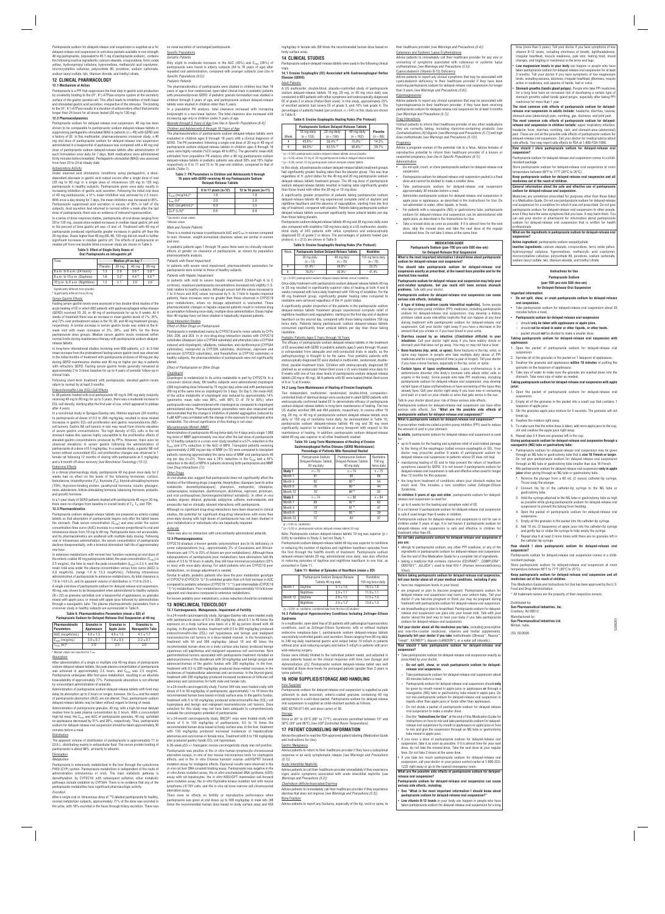Pantoprazole sodium for delayed-release oral suspension is supplied as a for delayed-release oral suspension in unit-dose packets available in one strength 40 mg pantoprazole, (equivalent to 45.1 mg of pantoprazole sodium), contains the following inactive ingredients: calcium stearate, crospovidone, ferric oxide yellow, hydroxypropyl cellulose, hypromellose, methacrylic acid copolymer, microcrystalline cellulose, polysorbate 80, povidone, sodium carbonate, sodium lauryl sulfate, talc, titanium dioxide, and triethyl citrate.

## 12 CLINICAL PHARMACOLOGY

### 12.1 Mechanism of Action

Pantoprazole is a PPI that suppresses the final step in gastric acid production by covalently binding to the ($H^+$, $K^+$)-ATPase enzyme system at the secretory surface of the gastric parietal cell. This effect leads to inhibition of both basal and stimulated gastric acid secretion, irrespective of the stimulus. The binding to the ($H^+$, $K^+$)-ATPase results in a duration of antisecretory effect that persists longer than 24 hours for all doses tested (20 mg to 120 mg).

### 12.2 Pharmacodynamics

Pantoprazole sodium for delayed-release oral suspension, 40 mg has been shown to be comparable to pantoprazole sodium delayed-release tablets in suppressing pentagastrin-stimulated MAO in patients (n = 49) with GERD and a history of EE. In this multicenter, pharmacodynamic crossover study, a 40 mg oral dose of pantoprazole sodium for delayed-release oral suspension administered in a teaspoonful of applesauce was compared with a 40 mg oral dose of pantoprazole sodium delayed-release tablets after administration of each formulation once daily for 7 days. Both medications were administered thirty minutes before breakfast. Pentagastrin-stimulated (MAO) was assessed from hour 23 to 24 at steady state.

#### Antisecretory Activity

Under maximal acid stimulatory conditions using pentagastrin, a dose-dependent decrease in gastric acid output occurs after a single dose of oral (20 mg to 80 mg) or a single dose of intravenous (20 mg to 120 mg) pantoprazole in healthy subjects. Pantoprazole given once daily results in increasing inhibition of gastric acid secretion. Following the initial oral dose of 40 mg pantoprazole, a 51% mean inhibition was achieved by 2.5 hours. With once-a-day dosing for 7 days, the mean inhibition was increased to 85%. Pantoprazole suppressed acid secretion in excess of 95% in half of the subjects. Acid secretion had returned to normal within a week after the last dose of pantoprazole; there was no evidence of rebound hypersecretion.

In a series of dose-response studies, pantoprazole, at oral doses ranging from 20 to 120 mg, caused dose-related increases in median basal gastric pH and in the percent of time gastric pH was >3 and >4. Treatment with 40 mg of pantoprazole produced significantly greater increases in gastric pH than the 20 mg dose. Doses higher than 40 mg (60, 80, 120 mg) did not result in further significant increases in median gastric pH. The effects of pantoprazole on median pH from one double-blind crossover study are shown in Table 5.

**Table 5: Effect of Single Daily Doses of Oral Pantoprazole on Intragastric pH**

| Time | Median pH on day 7 | | | |
|---|---|---|---|---|
| | Placebo | 20 mg | 40 mg | 80 mg |
| 8 a.m. to 8 a.m. (24 hours) | 1.3 | 2.9 | 3.8* | 3.9* |
| 8 a.m. to 10 p.m. (Daytime) | 1.6 | 3.2* | 4.4*† | 4.8*† |
| 10 p.m. to 8 a.m. (Nighttime) | 1.2 | 2.1 | 3.0* | 2.6* |

*Significantly different from placebo
†Significantly different from 20 mg

#### Serum Gastrin Effects

Fasting serum gastrin levels were assessed in two double-blind studies of the acute healing of EE in which 682 patients with gastroesophageal reflux disease (GERD) received 10, 20, or 40 mg of pantoprazole for up to 8 weeks. At 4 weeks of treatment there was an increase in mean gastrin levels of 7%, 35%, and 72% over pretreatment values in the 10, 20, and 40 mg treatment groups, respectively. A similar increase in serum gastrin levels was noted at the 8-week visit with mean increases of 3%, 26%, and 84% for the three pantoprazole dose groups. Median serum gastrin levels remained within normal limits during maintenance therapy with pantoprazole sodium delayed-release tablets.

In long-term international studies involving over 800 patients, a 2- to 3-fold mean increase from the pretreatment fasting serum gastrin level was observed in the initial months of treatment with pantoprazole at doses of 40 mg per day during GERD maintenance studies and 40 mg or higher per day in patients with refractory GERD. Fasting serum gastrin levels generally remained at approximately 2 to 3 times baseline for up to 4 years of periodic follow-up in clinical trials.

Following short-term treatment with pantoprazole, elevated gastrin levels return to normal by at least 3 months.

#### Enterochromaffin-Like (ECL) Cell Effects

In 39 patients treated with oral pantoprazole 40 mg to 240 mg daily (majority receiving 40 mg to 80 mg) for up to 5 years, there was a moderate increase in ECL-cell density, starting after the first year of use, which appeared to plateau after 4 years.

In a nonclinical study in Sprague-Dawley rats, lifetime exposure (24 months) to pantoprazole at doses of 0.5 to 200 mg/kg/day resulted in dose-related increases in gastric ECL-cell proliferation and gastric neuroendocrine (NE)-cell tumors. Gastric NE-cell tumors in rats may result from chronic elevation of serum gastrin concentrations. The high density of ECL cells in the rat stomach makes this species highly susceptible to the proliferative effects of elevated gastrin concentrations produced by PPIs. However, there were no observed elevations in serum gastrin following the administration of pantoprazole at a dose of 0.5 mg/kg/day. In a separate study, a gastric NE-cell tumor without concomitant ECL-cell proliferative changes was observed in 1 female rat following 12 months of dosing with pantoprazole at 5 mg/kg/day and a 9 month off-dose recovery *[see Nonclinical Toxicology (13.1)]*.

#### Endocrine Effects

In a clinical pharmacology study, pantoprazole 40 mg given once daily for 2 weeks had no effect on the levels of the following hormones: cortisol, testosterone, triiodothyronine ($T_3$), thyroxine ($T_4$), thyroid-stimulating hormone (TSH), thyronine-binding protein, parathyroid hormone, insulin, glucagon, renin, aldosterone, follicle-stimulating hormone, luteinizing hormone, prolactin, and growth hormone.

In a 1-year study of GERD patients treated with pantoprazole 40 mg or 20 mg, there were no changes from baseline in overall levels of $T_3$, $T_4$, and TSH.

### 12.3 Pharmacokinetics

Pantoprazole sodium delayed-release tablets are prepared as enteric-coated tablets so that absorption of pantoprazole begins only after the tablet leaves the stomach. Peak serum concentration ($C_{max}$) and area under the serum concentration time curve (AUC) increase in a manner proportional to oral and intravenous doses from 10 mg to 80 mg. Pantoprazole does not accumulate, and its pharmacokinetics are unaltered with multiple daily dosing. Following oral or intravenous administration, the serum concentration of pantoprazole declines biexponentially, with a terminal elimination half-life of approximately one hour.

In extensive metabolizers with normal liver function receiving an oral dose of the enteric-coated 40 mg pantoprazole tablet, the peak concentration ($C_{max}$) is 2.5 mcg/mL; the time to reach the peak concentration ($t_{max}$) is 2.5 h, and the mean total area under the plasma concentration versus time curve (AUC) is 4.8 mcg•hr/mL (range 1.4 to 13.3 mcg•hr/mL). Following intravenous administration of pantoprazole to extensive metabolizers, its total clearance is 7.6 to 14.0 L/h, and its apparent volume of distribution is 11.0 to 23.6 L.

A single oral dose of pantoprazole sodium for delayed-release oral suspension, 40 mg, was shown to be bioequivalent when administered to healthy subjects (N = 22) as granules sprinkled over a teaspoonful of applesauce, as granules mixed with apple juice, or mixed with apple juice followed by administration through a nasogastric tube. The pharmacokinetic parameters from a crossover study in healthy subjects are summarized in Table 6.

**Table 6: Pharmacokinetic Parameters (mean ± SD) of Pantoprazole Sodium for Delayed-Release Oral Suspension at 40 mg**

| Pharmacokinetic Parameter | Granules in Applesauce | Granules in Apple Juice | Granules in Nasogastric Tube |
|---|---|---|---|
| AUC (mcg•hr/mL) | 4.0 ± 1.5 | 4.0 ± 1.5 | 4.1 ± 1.7 |
| $C_{max}$ (mcg/mL) | 2.0 ± 0.7 | 1.9 ± 0.5 | 2.2 ± 0.7 |
| $t_{max}$ (hr)* | 2.0 | 2.5 | 2.0 |

*Median values are reported for $T_{max}$

#### Absorption

After administration of a single or multiple oral 40 mg doses of pantoprazole sodium delayed-release tablets, the peak plasma concentration of pantoprazole was achieved in approximately 2.5 hours, and $C_{max}$ was 2.5 mcg/mL. Pantoprazole undergoes little first-pass metabolism, resulting in an absolute bioavailability of approximately 77%. Pantoprazole absorption is not affected by concomitant administration of antacids.

Administration of pantoprazole sodium delayed-release tablets with food may delay its absorption up to 2 hours or longer; however, the $C_{max}$ and the extent of pantoprazole absorption (AUC) are not altered. Thus, pantoprazole sodium delayed-release tablets may be taken without regard to timing of meals.

Administration of pantoprazole granules, 40 mg, with a high-fat meal delayed median time to peak plasma concentration by 2 hours. With a concomitant high-fat meal, the $C_{max}$ and AUC of pantoprazole granules, 40 mg, sprinkled on applesauce decreased by 51% and 29%, respectively. Thus, pantoprazole sodium for delayed-release oral suspension should be taken approximately 30 minutes before a meal.

#### Distribution

The apparent volume of distribution of pantoprazole is approximately 11 to 23.6 L, distributing mainly in extracellular fluid. The serum protein binding of pantoprazole is about 98%, primarily to albumin.

#### Elimination

*Metabolism*

Pantoprazole is extensively metabolized in the liver through the cytochrome P450 (CYP) system. Pantoprazole metabolism is independent of the route of administration (intravenous or oral). The main metabolic pathway is demethylation, by CYP2C19, with subsequent sulfation; other metabolic pathways include oxidation by CYP3A4. There is no evidence that any of the pantoprazole metabolites have significant pharmacologic activity.

*Excretion*

After a single oral or intravenous dose of $^{14}C$-labeled pantoprazole to healthy, normal metabolizer subjects, approximately 71% of the dose was excreted in the urine, with 18% excreted in the feces through biliary excretion. There was no renal excretion of unchanged pantoprazole.

#### Specific Populations

*Geriatric Patients*

Only slight to moderate increases in the AUC (43%) and $C_{max}$ (26%) of pantoprazole were found in elderly subjects (64 to 76 years of age) after repeated oral administration, compared with younger subjects *[see Use in Specific Populations (8.5)]*.

*Pediatric Patients*

The pharmacokinetics of pantoprazole were studied in children less than 16 years of age in four randomized, open-label clinical trials in pediatric patients with presumed/proven GERD. A pediatric granule formulation was studied in children through 5 years of age, and pantoprazole sodium delayed-release tablets were studied in children older than 5 years.

In a population PK analysis, total clearance increased with increasing bodyweight in a non-linear fashion. The total clearance also increased with increasing age only in children under 3 years of age.

*Neonate through 5 Years of Age [see Use in Specific Populations (8.4)]*

*Children and Adolescents 6 through 16 Years of Age*

The pharmacokinetics of pantoprazole sodium delayed-release tablets were evaluated in children ages 6 through 16 years with a clinical diagnosis of GERD. The PK parameters following a single oral dose of 20 mg or 40 mg of pantoprazole sodium delayed-release tablets in children ages 6 through 16 years were highly variable (%CV ranges 40 to 80%). The geometric mean AUC estimated from population PK analysis after a 40 mg pantoprazole sodium delayed-release tablets in pediatric patients was about 39% and 10% higher respectively in 6 to 11 and 12 to 16 year-old children, compared to that of adults (Table 7).

**Table 7: PK Parameters in Children and Adolescents 6 through 16 years with GERD receiving 40 mg Pantoprazole Sodium Delayed-Release Tablets**

| | 6 to 11 years (n=12) | 12 to 16 years (n=11) |
|---|---|---|
| $C_{max}$ (mcg/mL)* | 1.8 | 1.8 |
| $t_{max}$ (h)† | 2.0 | 2.0 |
| AUC (mcg•hr/mL)* | 6.9 | 5.5 |
| CL/F (L/hr)* | 6.6 | 6.8 |

*Geometric mean values
†Median values

*Male and Female Patients*

There is a modest increase in pantoprazole AUC and $C_{max}$ in women compared to men. However, weight-normalized clearance values are similar in women and men.

In pediatric patients ages 1 through 16 years there were no clinically relevant effects of gender on clearance of pantoprazole, as shown by population pharmacokinetic analysis.

*Patients with Renal Impairment*

In patients with severe renal impairment, pharmacokinetic parameters for pantoprazole were similar to those of healthy subjects.

*Patients with Hepatic Impairment*

In patients with mild to severe hepatic impairment (Child-Pugh A to C cirrhosis), maximum pantoprazole concentrations increased only slightly (1.5-fold) relative to healthy subjects. Although serum half-life values increased to 7 to 9 hours and AUC values increased by 5- to 7-fold in hepatic-impaired patients, these increases were no greater than those observed in CYP2C19 poor metabolizers, where no dosage adjustment is warranted. These pharmacokinetic changes in hepatic-impaired patients result in minimal drug accumulation following once-daily, multiple-dose administration. Doses higher than 40 mg/day have not been studied in hepatically impaired patients.

#### Drug Interaction Studies

*Effect of Other Drugs on Pantoprazole*

Pantoprazole is metabolized mainly by CYP2C19 and to minor extents by CYPs 3A4, 2D6, and 2C9. In *in vivo* drug-drug interaction studies with CYP2C19 substrates (diazepam [also a CYP3A4 substrate] and phenytoin [also a CYP3A4 inducer] and clopidogrel), nifedipine, midazolam, and clarithromycin (CYP3A4 substrates), metoprolol (a CYP2D6 substrate), diclofenac, naproxen and piroxicam (CYP2C9 substrates), and theophylline (a CYP1A2 substrate) in healthy subjects, the pharmacokinetics of pantoprazole were not significantly altered.

*Effect of Pantoprazole on Other Drugs*

*Clopidogrel*

Clopidogrel is metabolized to its active metabolite in part by CYP2C19. In a crossover clinical study, 66 healthy subjects were administered clopidogrel (300 mg loading dose followed by 75 mg per day) alone and with pantoprazole (80 mg at the same time as clopidogrel) for 5 days. On Day 5, the mean AUC of the active metabolite of clopidogrel was reduced by approximately 14% (geometric mean ratio was 86%, with 90% CI of 79 to 93%) when pantoprazole was coadministered with clopidogrel as compared to clopidogrel administered alone. Pharmacodynamic parameters were also measured and demonstrated that the change in inhibition of platelet aggregation (induced by 5 μM ADP) was correlated with the change in the exposure to clopidogrel active metabolite. The clinical significance of this finding is not clear.

*Mycophenolate Mofetil (MMF)*

Administration of pantoprazole 40 mg twice daily for 4 days and a single 1,000 mg dose of MMF approximately one hour after the last dose of pantoprazole to 12 healthy subjects in a cross-over study resulted in a 57% reduction in the $C_{max}$ and 27% reduction in the AUC of MPA. Transplant patients receiving approximately 2,000 mg per day of MMF (n=12) were compared to transplant patients receiving approximately the same dose of MMF and pantoprazole 40 mg per day (n=21). There was a 78% reduction in the $C_{max}$ and a 45% reduction in the AUC of MPA in patients receiving both pantoprazole and MMF *[see Drug Interactions (7)]*.

*Other Drugs*

*In vivo* studies also suggest that pantoprazole does not significantly affect the kinetics of the following drugs (cisapride, theophylline, diazepam [and its active metabolite, desmethyldiazepam], phenytoin, metoprolol, nifedipine, carbamazepine, midazolam, clarithromycin, diclofenac, naproxen, piroxicam, and oral contraceptives [levonorgestrel/ethinyl estradiol]). In other *in vivo* studies, digoxin, ethanol, glyburide, antipyrine, caffeine, metronidazole, and amoxicillin had no clinically relevant interactions with pantoprazole.

Although no significant drug-drug interactions have been observed in clinical studies, the potential for significant drug-drug interactions with more than once-daily dosing with high doses of pantoprazole has not been studied in poor metabolizers or individuals who are hepatically impaired.

*Antacids*

There was also no interaction with concomitantly administered antacids.

### 12.5 Pharmacogenomics

CYP2C19 displays a known genetic polymorphism due to its deficiency in some subpopulations (e.g., approximately 3% of Caucasians and African-Americans and 17% to 23% of Asians are poor metabolizers). Although these subpopulations of pantoprazole poor metabolizers have elimination half-life values of 3.5 to 10 hours in adults, they still have minimal accumulation (23% or less) with once-daily dosing. For adult patients who are CYP2C19 poor metabolizers, no dosage adjustment is needed.

Similar to adults, pediatric patients who have the poor metabolizer genotype of CYP2C19 (CYP2C19 *2/*2) exhibited greater than a 6-fold increase in AUC compared to pediatric extensive (CYP2C19 *1/*1) and intermediate (CYP2C19 *1/*x) metabolizers. Poor metabolizers exhibited approximately 10-fold lower apparent oral clearance compared to extensive metabolizers.

For known pediatric poor metabolizers, a dose reduction should be considered.

## 13 NONCLINICAL TOXICOLOGY

### 13.1 Carcinogenesis, Mutagenesis, Impairment of Fertility

In a 24-month carcinogenicity study, Sprague-Dawley rats were treated orally with pantoprazole doses of 0.5 to 200 mg/kg/day, about 0.1 to 40 times the exposure on a body surface area basis of a 50 kg person dosed with 40 mg/day. In the gastric fundus, treatment with 0.5 to 200 mg/kg/day produced enterochromaffin-like (ECL) cell hyperplasia and benign and malignant neuroendocrine cell tumors in a dose-related manner. In the forestomach, treatment with 50 and 200 mg/kg/day (about 10 and 40 times the recommended human dose on a body surface area basis) produced benign squamous cell papillomas and malignant squamous cell carcinomas. Rare gastrointestinal tumors associated with pantoprazole treatment included an adenocarcinoma of the duodenum with 50 mg/kg/day and benign polyps and adenocarcinomas of the gastric fundus with 200 mg/kg/day. In the liver, treatment with 0.5 to 200 mg/kg/day produced dose-related increases in the incidences of hepatocellular adenomas and carcinomas. In the thyroid gland, treatment with 200 mg/kg/day produced increased incidences of follicular cell adenomas and carcinomas for both male and female rats.

In a 24-month carcinogenicity study, Fischer 344 rats were treated orally with doses of 5 to 50 mg/kg/day of pantoprazole, approximately 1 to 10 times the recommended human dose based on body surface area. In the gastric fundus, treatment with 5 to 50 mg/kg/day produced enterochromaffin-like (ECL) cell hyperplasia and benign and malignant neuroendocrine cell tumors. Dose selection for this study may not have been adequate to comprehensively evaluate the carcinogenic potential of pantoprazole.

In a 24-month carcinogenicity study, B6C3F1 mice were treated orally with doses of 5 to 150 mg/kg/day of pantoprazole, 0.5 to 15 times the recommended human dose based on body surface area. In the liver, treatment with 150 mg/kg/day produced increased incidences of hepatocellular adenomas and carcinomas in female mice. Treatment with 5 to 150 mg/kg/day also produced gastric-fundic ECL cell hyperplasia.

A 26-week p53 +/- transgenic mouse carcinogenicity study was not positive.

Pantoprazole was positive in the *in vitro* human lymphocyte chromosomal aberration assays, in one of two mouse micronucleus tests for clastogenic effects, and in the *in vitro* Chinese hamster ovarian cell/HGPRT forward mutation assay for mutagenic effects. Equivocal results were observed in the *in vivo* rat liver DNA covalent binding assay. Pantoprazole was negative in the *in vitro* Ames mutation assay, the *in vitro* unscheduled DNA synthesis (UDS) assay with rat hepatocytes, the *in vitro* AS52/GPT mammalian cell-forward gene mutation assay, the *in vitro* thymidine kinase mutation test with mouse lymphoma L5178Y cells, and the *in vivo* rat bone marrow cell chromosomal aberration assay.

There were no effects on fertility or reproductive performance when pantoprazole was given at oral doses up to 500 mg/kg/day in male rats (98 times the recommended human dose based on body surface area) and 450 mg/kg/day in female rats (88 times the recommended human dose based on body surface area).

## 14 CLINICAL STUDIES

Pantoprazole sodium delayed-release tablets were used in the following clinical trials.

### 14.1 Erosive Esophagitis (EE) Associated with Gastroesophageal Reflux Disease (GERD)

#### Adult Patients

A US multicenter, double-blind, placebo-controlled study of pantoprazole sodium delayed-release tablets 10 mg, 20 mg, or 40 mg once daily was conducted in 603 patients with reflux symptoms and endoscopically diagnosed EE of grade 2 or above (Hetzel-Dent scale). In this study, approximately 25% of enrolled patients had severe EE of grade 3, and 10% had grade 4. The percentages of patients healed (per protocol, n = 541) in this study are shown in Table 8.

**Table 8: Erosive Esophagitis Healing Rates (Per Protocol)**

| Week | Pantoprazole Sodium Delayed-Release Tablets | | | Placebo (n = 68) |
|---|---|---|---|---|
| | 10 mg daily (n = 153) | 20 mg daily (n = 158) | 40 mg daily (n = 162) | |
| 4 | 45.6%† | 58.4%†‡ | 75.0%†‡ | 14.3% |
| 8 | 66.0%† | 83.5%†‡ | 92.6%†‡ | 39.7% |

† (p < 0.001) pantoprazole sodium delayed-release tablets versus placebo
‡ (p < 0.05) versus 10 mg or 20 mg pantoprazole sodium delayed-release tablets
‡ (p < 0.05) versus 10 mg pantoprazole sodium delayed-release tablets

In this study, all pantoprazole sodium delayed-release tablets treatment groups had significantly greater healing rates than the placebo group. This was true regardless of *H. pylori* status for the 40 mg and 20 mg pantoprazole sodium delayed-release tablets treatment groups. The 40 mg dose of pantoprazole sodium delayed-release tablets resulted in healing rates significantly greater than those found with either the 20 mg or 10 mg dose.

A significantly greater proportion of patients taking pantoprazole sodium delayed-release tablets 40 mg experienced complete relief of daytime and nighttime heartburn and the absence of regurgitation, starting from the first day of treatment, compared with placebo. Patients taking pantoprazole sodium delayed-release tablets consumed significantly fewer antacid tablets per day than those taking placebo.

Pantoprazole sodium delayed-release tablets 40 mg and 20 mg once daily were also compared with nizatidine 150 mg twice daily in a US multicenter, double-blind study of 243 patients with reflux symptoms and endoscopically diagnosed EE of grade 2 or above. The percentages of patients healed (per protocol, n = 212) are shown in Table 9.

**Table 9: Erosive Esophagitis Healing Rates (Per Protocol)**

| Week | Pantoprazole Sodium Delayed-Release Tablets | | Nizatidine |
|---|---|---|---|
| | 20 mg daily (n = 72) | 40 mg daily (n = 70) | 150 mg twice daily (n = 70) |
| 4 | 61.4%* | 64.0%* | 22.2% |
| 8 | 79.2%* | 82.9%* | 41.4% |

* (p < 0.001) pantoprazole sodium delayed-release tablets versus nizatidine

Once-daily treatment with pantoprazole sodium delayed-release tablets 40 mg or 20 mg resulted in significantly superior rates of healing at both 4 and 8 weeks compared with twice-daily treatment with 150 mg of nizatidine. For the 40 mg treatment group, significantly greater healing rates compared to nizatidine were achieved regardless of the *H. pylori* status.

A significantly greater proportion of the patients in the pantoprazole sodium delayed-release tablets treatment groups experienced complete relief of nighttime heartburn and regurgitation, starting on the first day and of daytime heartburn on the second day, compared with those taking nizatidine 150 mg twice daily. Patients taking pantoprazole sodium delayed-release tablets consumed significantly fewer antacid tablets per day than those taking nizatidine.

#### Pediatric Patients Ages 5 Years through 16 Years

The efficacy of pantoprazole sodium delayed-release tablets in the treatment of EE associated with GERD in pediatric patients ages 5 years through 16 years is extrapolated from adequate and well-conducted trials in adults, as the pathophysiology is thought to be the same. Four pediatric patients with endoscopically diagnosed EE were studied in multicenter, randomized, double-blind, parallel-treatment trials. Children with endoscopically diagnosed EE (defined as an endoscopic Hetzel-Dent score ≥ 2) were treated once daily for 8 weeks with one of two dose levels of pantoprazole sodium delayed-release tablets (20 mg or 40 mg). All 4 patients with EE were healed (Hetzel-Dent score of 0 or 1) at 8 weeks.

### 14.2 Long-Term Maintenance of Healing of Erosive Esophagitis

Two independent, multicenter, randomized, double-blind, comparator-controlled trials of identical design were conducted in adult GERD patients with endoscopically confirmed healed EE to demonstrate efficacy of pantoprazole sodium delayed-release tablets in long-term maintenance of healing. The two US studies enrolled 386 and 404 patients, respectively, to receive either 10 mg, 20 mg, or 40 mg of pantoprazole sodium delayed-release tablets once daily or 150 mg of ranitidine twice daily. As demonstrated in Table 10, pantoprazole sodium delayed-release tablets 40 mg and 20 mg were significantly superior to ranitidine at every timepoint with respect to the maintenance of healing. In addition, pantoprazole sodium delayed-release tablet 40 mg was superior to all other treatments studied.

**Table 10: Long-Term Maintenance of Healing of Erosive Gastroesophageal Reflux Disease (GERD Maintenance): Percentage of Patients Who Remained Healed**

| | Pantoprazole Sodium Delayed-Release Tablets 20 mg daily | Pantoprazole Sodium Delayed-Release Tablets 40 mg daily | Ranitidine 150 mg twice daily |
|---|---|---|---|
| **Study 1** | n = 75 | n = 74 | n = 75 |
| Month 1 | 91* | 99* | 68 |
| Month 3 | 82* | 93*† | 54 |
| Month 6 | 76* | 90* | 44 |
| Month 12 | 70* | 86*† | 35 |
| **Study 2** | n = 74 | n = 88 | n = 84 |
| Month 1 | 90* | 96* | 82 |
| Month 3 | 78 | 91*† | 47 |
| Month 6 | 72 | 88*† | 39 |
| Month 12 | 72 | 83* | 37 |

* (p < 0.05 vs. ranitidine)
† (p < 0.05) pantoprazole sodium delayed-release tablets 20 mg)

Note: Pantoprazole sodium delayed-release tablets 10 mg was superior (p < 0.05) to ranitidine in Study 2, but not Study 1.

Pantoprazole sodium delayed-release tablet 40 mg was superior to ranitidine in reducing the number of daytime and nighttime heartburn episodes from the first through the twelfth month of treatment. Pantoprazole sodium delayed-release tablets 20 mg, administered once daily, was also effective in reducing episodes of daytime and nighttime heartburn in one trial, as presented in Table 11.

**Table 11: Number of Episodes of Heartburn (mean ± SD)**

| | | Pantoprazole Sodium Delayed-Release Tablets 40 mg daily | Ranitidine 150 mg twice daily |
|---|---|---|---|
| Month 1 | Daytime | 5.1 ± 1.6* | 18.3 ± 1.6 |
| | Nighttime | 3.9 ± 1.1* | 11.9 ± 1.1 |
| Month 12 | Daytime | 2.9 ± 1.5* | 17.5 ± 1.5 |
| | Nighttime | 2.5 ± 1.2* | 13.8 ± 1.3 |

* (p < 0.001 vs. ranitidine, combined data from the two US studies)

### 14.3 Pathological Hypersecretory Conditions Including Zollinger-Ellison Syndrome

In a multicenter, open-label trial of 35 patients with pathological hypersecretory conditions, such as Zollinger-Ellison Syndrome, with or without multiple endocrine neoplasia-type I, pantoprazole sodium delayed-release tablets successfully controlled gastric acid secretion. Doses ranging from 80 mg daily to 240 mg daily maintained gastric acid output below 10 mEq/h in patients without prior acid-reducing surgery and below 5 mEq/h in patients with prior acid-reducing surgery.

Doses were initially titrated to the individual patient needs, and adjusted in some patients based on the clinical response with time *[see Dosage and Administration (2)]*. Pantoprazole sodium delayed-release tablets were well tolerated at these dose levels for prolonged periods (greater than 2 years in some patients).

## 16 HOW SUPPLIED/STORAGE AND HANDLING

### How Supplied

Pantoprazole sodium for delayed-release oral suspension is supplied as pale yellowish to dark brownish, enteric-coated granules containing 40 mg pantoprazole in a unit-dose packet. Pantoprazole sodium for delayed-release oral suspension is supplied as child-resistant sachets as follows:

NDC 62756-071-64, unit-dose carton of 30.

### Storage

Store at 20° to 25°C (68° to 77°F); excursions permitted between 15° and 30°C (59° and 86°F) *[see USP Controlled Room Temperature]*.

## 17 PATIENT COUNSELING INFORMATION

Advise the patient to read the FDA-approved patient labeling (Medication Guide and Instructions for Use).

#### Gastric Malignancy

Advise patients to return to their healthcare provider if they have a suboptimal response or an early symptomatic relapse *[see Warnings and Precautions (5.1)]*.

#### Acute Interstitial Nephritis

Advise patients to call their healthcare provider immediately if they experience signs and/or symptoms associated with acute interstitial nephritis *[see Warnings and Precautions (5.2)]*.

#### Clostridium difficile-Associated Diarrhea

Advise patients to immediately call their healthcare provider if they experience diarrhea that does not improve *[see Warnings and Precautions (5.3)]*.

#### Bone Fracture

Advise patients to report any fractures, especially of the hip, wrist or spine, to their healthcare provider *[see Warnings and Precautions (5.4)]*.

#### Cutaneous and Systemic Lupus Erythematosus

Advise patients to immediately call their healthcare provider for any new or worsening of symptoms associated with cutaneous or systemic lupus erythematosus *[see Warnings and Precautions (5.5)]*.

#### Cyanocobalamin (Vitamin B-12) Deficiency

Advise patients to report any clinical symptoms that may be associated with cyanocobalamin deficiency to their healthcare provider if they have been receiving pantoprazole sodium for delayed-release oral suspension for longer than 3 years *[see Warnings and Precautions (5.6)]*.

#### Hypomagnesemia

Advise patients to report any clinical symptoms that may be associated with hypomagnesemia to their healthcare provider, if they have been receiving pantoprazole sodium for delayed-release oral suspension for at least 3 months *[see Warnings and Precautions (5.7)]*.

#### Drug Interactions

Instruct patients to inform their healthcare provider of any other medications they are currently taking, including rilpivirine-containing products *[see Contraindications (4)]* digoxin *[see Warnings and Precautions (5.7)]* and high dose methotrexate *[see Warnings and Precautions (5.12)]*.

#### Pregnancy

Advise a pregnant women of the potential risk to a fetus. Advise females of reproductive potential to inform their healthcare provider of a known or suspected pregnancy *[see Use in Specific Populations (8.1)]*.

#### Administration

- Do not split, crush, or chew pantoprazole sodium for delayed-release oral suspension.
- Pantoprazole sodium for delayed-release oral suspension packet is a fixed dose and cannot be divided to make a smaller dose.
- Take pantoprazole sodium for delayed-release oral suspension approximately 30 minutes before a meal.
- Administer pantoprazole sodium for delayed-release oral suspension in apple juice or applesauce, as described in the Instructions for Use. Do not administer in water, other liquids, or foods.
- For patients with a nasogastric (NG) or gastrostomy tube, pantoprazole sodium for delayed-release oral suspension can be administered with apple juice, as described in the Instructions for Use.
- Take a missed dose as soon as possible. If it is almost time for the next dose, skip the missed dose and take the next dose at the regular scheduled time. Do not take 2 doses at the same time.

## MEDICATION GUIDE
**Pantoprazole Sodium (pan-TOE-pra-zole SOE-dee-um) for Delayed-Release Oral Suspension**

**What is the most important information I should know about pantoprazole sodium for delayed-release oral suspension?**

**You should take pantoprazole sodium for delayed-release oral suspension exactly as prescribed, at the lowest dose possible and for the shortest time needed.**

**Pantoprazole sodium for delayed-release oral suspension may help your acid-related symptoms, but you could still have serious stomach problems.** Talk with your doctor.

**Pantoprazole sodium for delayed-release oral suspension can cause serious side effects, including:**

- **A type of kidney problem (acute interstitial nephritis).** Some people who take proton pump inhibitor (PPI) medicines, including pantoprazole sodium for delayed-release oral suspension, may develop a kidney problem called acute interstitial nephritis that can happen at any time during treatment with pantoprazole sodium for delayed-release oral suspension. Call your doctor right away if you have a decrease in the amount that you urinate or if you have blood in your urine.
- **Diarrhea caused by an infection (*Clostridium difficile*) in your intestines.** Call your doctor right away if you have watery stools or stomach pain that does not go away. You may or may not have a fever.
- **Bone fractures (hip, wrist, or spine).** Bone fractures in the hip, wrist, or spine may happen in people who take multiple daily doses of PPI medicines and for a long period of time (a year or longer). Tell your doctor if you have a bone fracture, especially in the hip, wrist, or spine.
- **Certain types of lupus erythematosus.** Lupus erythematosus is an autoimmune disorder (the body's immune cells attack other cells or organs in the body). Some people who take PPI medicines, including pantoprazole sodium for delayed-release oral suspension, may develop certain types of lupus erythematosus or have worsening of the lupus they already have. Call your doctor right away if you have new or worsening joint pain or a rash on your cheeks or arms that gets worse in the sun.

Talk to your doctor about your risk of these serious side effects.

Pantoprazole sodium for delayed-release oral suspension can have other serious side effects. See **"What are the possible side effects of pantoprazole sodium for delayed-release oral suspension?"**

**What is pantoprazole sodium for delayed-release oral suspension?**

A prescription medicine called a proton pump inhibitor (PPI) used to reduce the amount of acid in your stomach.

**In adults,** pantoprazole sodium for delayed-release oral suspension is used for:

- up to 8 weeks for the healing and symptom relief of acid-related damage to the lining of the esophagus (called erosive esophagitis or EE). Your doctor may prescribe another 8 weeks of pantoprazole sodium for delayed-release oral suspension in patients whose EE does not heal.
- maintaining healing of EE and to help prevent the return of heartburn symptoms caused by GERD. It is not known if pantoprazole sodium for delayed-release oral suspension is safe and effective when used for longer than 12 months for this purpose.
- the long-term treatment of conditions where your stomach makes too much acid. This includes a rare condition called Zollinger-Ellison Syndrome.

**In children 5 years of age and older**, pantoprazole sodium for delayed-release oral suspension is used for:

- up to 8 weeks for the healing and symptom relief of EE.

It is not known if pantoprazole sodium for delayed-release oral suspension is safe if used longer than 8 weeks in children.

Pantoprazole sodium for delayed-release oral suspension is not for use in children under 5 years of age. It is not known if pantoprazole sodium for delayed-release oral suspension is safe and effective in children for treatment other than EE.

**Do not take pantoprazole sodium for delayed-release oral suspension if you are:**

- allergic to pantoprazole sodium, any other PPI medicine, or any of the ingredients in pantoprazole sodium for delayed-release oral suspension. See the end of this Medication Guide for a complete list of ingredients.
- taking a medicine that contains rilpivirine (EDURANT™, COMPLERA®, ODEFSEY™, JULUCA®) used to treat HIV-1 (Human Immunodeficiency Virus).

**Before taking pantoprazole sodium for delayed-release oral suspension, tell your doctor about all of your medical conditions, including if you:**

- have low magnesium levels in your blood.
- are pregnant or plan to become pregnant. Pantoprazole sodium for delayed-release oral suspension may harm your unborn baby. Tell your doctor if you become pregnant or think you may be pregnant during treatment with pantoprazole sodium for delayed-release oral suspension.
- are breastfeeding or plan to breastfeed. Pantoprazole sodium for delayed-release oral suspension can pass into your breast milk. Talk with your doctor about the best way to feed your baby if you take pantoprazole sodium for delayed-release oral suspension.

**Tell your doctor about all the medicines you take,** including prescription and over-the-counter medicines, vitamins and herbal supplements. **Especially tell your doctor if you take** methotrexate (Otrexup®, Rasuvo®, Trexall®, XATMEP®), digoxin (LANOXIN®), or a water pill (diuretic).

**How should I take pantoprazole sodium for delayed-release oral suspension?**

- Take pantoprazole sodium for delayed-release oral suspension exactly as prescribed by your doctor.
  - **Do not split, chew, or crush pantoprazole sodium for delayed-release oral suspension.**
  - Take pantoprazole sodium for delayed-release oral suspension about 30 minutes before a meal.
  - Pantoprazole sodium for delayed-release oral suspension should **only** be given by mouth mixed in apple juice or applesauce **or** through a nasogastric (NG) tube or gastrostomy tube mixed in apple juice. Do not mix pantoprazole sodium for delayed-release oral suspension in liquids other than apple juice or foods other than applesauce.
  - Do not divide a packet of pantoprazole sodium for delayed-release oral suspension to make a smaller dose.
  - See the **"Instructions for Use"** at the end of this Medication Guide for instructions on how to mix and take pantoprazole sodium for delayed-release oral suspension by mouth in applesauce or apple juice or how to mix and give the suspension through an NG tube or gastrostomy tube mixed in apple juice.
- If you miss a dose of pantoprazole sodium for delayed-release oral suspension, take it as soon as possible. If it is almost time for your next dose, do not take the missed dose. Take the next dose at your regular time. Do not take 2 doses at the same time.
- If you take too much pantoprazole sodium for delayed-release oral suspension, call your doctor or your poison control center at 1-800-222-1222 right away or go to the nearest emergency room.

**What are the possible side effects of pantoprazole sodium for delayed-release oral suspension?**

**Pantoprazole sodium for delayed-release oral suspension can cause serious side effects, including:**

- **See "What is the most important information I should know about pantoprazole sodium for delayed-release oral suspension?"**
- **Low vitamin B-12 levels** in your body can happen in people who have taken pantoprazole sodium for delayed-release oral suspension for a long time (more than 3 years). Tell your doctor if you have symptoms of low vitamin B-12 levels, including shortness of breath, lightheadedness, irregular heartbeat, muscle weakness, pale skin, feeling tired, mood changes, and tingling or numbness in the arms and legs.
- **Low magnesium levels in your body** can happen in people who have taken pantoprazole sodium for delayed-release oral suspension for at least 3 months. Tell your doctor if you have symptoms of low magnesium levels, including seizures, dizziness, irregular heartbeat, jitteriness, muscle aches or weakness, and spasms of hands, feet or voice.
- **Stomach growths (fundic gland polyps).** People who take PPI medicines for a long time have an increased risk of developing a certain type of stomach growths called fundic gland polyps, especially after taking PPI medicines for more than 1 year.

**The most common side effects of pantoprazole sodium for delayed-release oral suspension in adults include:** headache, diarrhea, nausea, stomach-area (abdominal) pain, vomiting, gas, dizziness, and joint pain.

**The most common side effects of pantoprazole sodium for delayed-release oral suspension in children include:** upper respiratory infection, headache, fever, diarrhea, vomiting, rash, and stomach-area (abdominal) pain. These are not all the possible side effects of pantoprazole sodium for delayed-release oral suspension. Call your doctor for medical advice about side effects. You may report side effects to FDA at 1-800-FDA-1088.

**How should I store pantoprazole sodium for delayed-release oral suspension?**

Pantoprazole sodium for delayed-release oral suspension comes in a child-resistant package.

Store pantoprazole sodium for delayed-release oral suspension at room temperature between 68°F to 77°F (20°C to 25°C).

**Keep pantoprazole sodium for delayed-release oral suspension and all medicines out of the reach of children.**

**General information about the safe and effective use of pantoprazole sodium for delayed-release oral suspension.**

Medicines are sometimes prescribed for purposes other than those listed in a Medication Guide. Do not use pantoprazole sodium for delayed-release oral suspension for a condition for which it was not prescribed. Do not give pantoprazole sodium for delayed-release oral suspension to other people, even if they have the same symptoms that you have. It may harm them. You can ask your doctor or pharmacist for information about pantoprazole sodium for delayed-release oral suspension that is written for health professionals.

**What are the ingredients in pantoprazole sodium for delayed-release oral suspension?**

**Active ingredient:** pantoprazole sodium sesquihydrate

**Inactive ingredients:** calcium stearate, crospovidone, ferric oxide yellow, hydroxypropyl cellulose, hypromellose, methacrylic acid copolymer, microcrystalline cellulose, polysorbate 80, povidone, sodium carbonate, sodium lauryl sulfate, talc, titanium dioxide, and triethyl citrate.

## Instructions for Use
**Pantoprazole Sodium (pan-TOE-pra-zole SOE-dee-um) for Delayed-Release Oral Suspension**

**Important information:**

- **Do not split, chew, or crush pantoprazole sodium for delayed-release oral suspension.**
- Take pantoprazole sodium for delayed-release oral suspension about 30 minutes before a meal.
- **Pantoprazole sodium for delayed-release oral suspension:**
  - **should only be taken with applesauce or apple juice.**
  - **should not be mixed in water or other liquids, or other foods.**
  - **packet should not** be divided to make a smaller dose.

**Taking pantoprazole sodium for delayed-release oral suspension with applesauce:**

1. Open the packet of pantoprazole sodium for delayed-release oral suspension.
2. Sprinkle all of the granules in the packet on 1 teaspoon of applesauce.
3. Swallow the granules and applesauce **within 10 minutes** of putting the granules on the teaspoon of applesauce.
4. Take sips of water to make sure the granules are washed down into the stomach. Take more sips of water as needed.

**Taking pantoprazole sodium for delayed-release oral suspension with apple juice:**

1. Open the packet of pantoprazole sodium for delayed-release oral suspension.
2. Empty all of the granules in the packet into a small cup that contains 1 teaspoon of apple juice.
3. Stir the granules-apple juice mixture for 5 seconds. The granules will not dissolve.
4. Swallow the mixture right away.
5. To make sure that the entire dose is taken, add more apple juice to the cup, stir and swallow the apple juice right away.
6. Repeat step 5 if there are granules left in the cup.

**Giving pantoprazole sodium for delayed-release oral suspension through a nasogastric (NG) tube or gastrostomy tube:**

- Pantoprazole sodium for delayed-release oral suspension may be given through an NG tube or gastrostomy tube that is **size 16 French or larger.** Do not give pantoprazole sodium for delayed-release oral suspension through an NG tube or gastrostomy tube smaller than size 16 French.
- Mix pantoprazole sodium for delayed-release oral suspension **only in apple juice** when giving through an NG tube or gastrostomy tube.

1. Remove the plunger from a 60 mL (2 ounce) catheter-tip syringe. Throw away the plunger.
2. Connect the tip of the catheter-tip syringe to the NG tube or gastrostomy tube.
3. Hold the syringe attached to the NG tube or gastrostomy tube as high as possible while giving pantoprazole sodium for delayed-release oral suspension to prevent the tubing from bending.
4. Open the packet of pantoprazole sodium for delayed-release oral suspension.
5. Empty all the granules in the packet into the catheter-tip syringe.
6. Add 10 mL (2 teaspoons) of apple juice into the catheter-tip syringe and gently tap or shake the syringe to help empty the syringe.
7. Repeat step 6 at least 2 more times until there are no granules left in the catheter-tip syringe.

**How should I store pantoprazole sodium for delayed-release oral suspension?**

Pantoprazole sodium for delayed-release oral suspension comes in a child-resistant package.

Store pantoprazole sodium for delayed-release oral suspension at room temperature between 68°F to 77°F (20°C to 25°C).

**Keep pantoprazole sodium for delayed-release oral suspension and all medicines out of the reach of children.**

This Medication Guide and Instructions for Use has been approved by the U.S. Food and Drug Administration.

* All trademark names are the property of their respective owners.

Distributed by:
**Sun Pharmaceutical Industries, Inc.**
Cranbury, NJ 08512

Manufactured by:
**Sun Pharmaceutical Industries Ltd.**
Mohali, India.

ISS. 02/2020